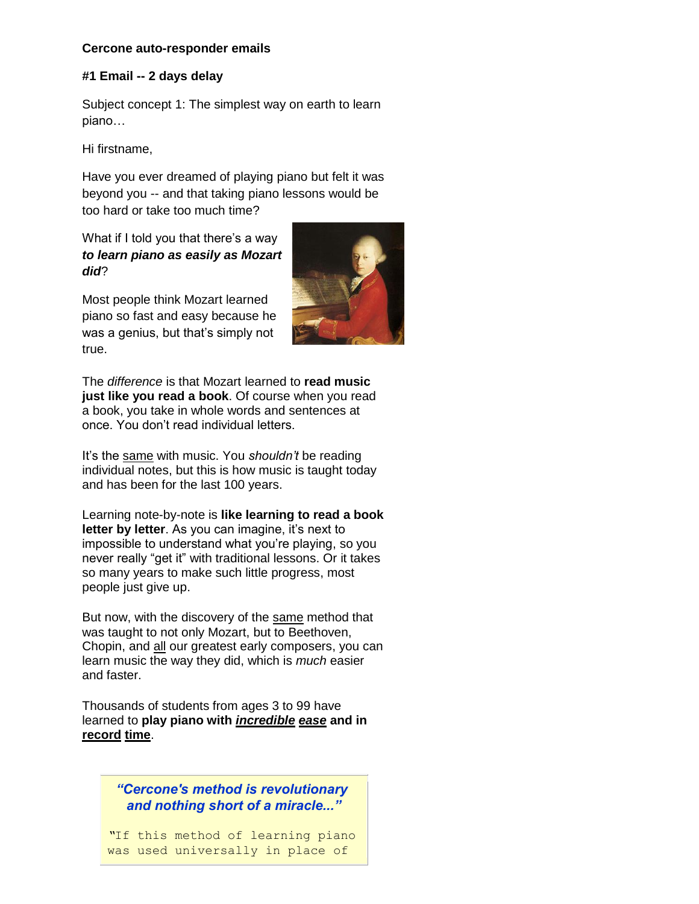**Cercone auto-responder emails**

**#1 Email -- 2 days delay**

Subject concept 1: The simplest way on earth to learn piano…

Hi firstname,

Have you ever dreamed of playing piano but felt it was beyond you -- and that taking piano lessons would be too hard or take too much time?

What if I told you that there's a way ***to learn piano as easily as Mozart did***?

Most people think Mozart learned piano so fast and easy because he was a genius, but that's simply not true.

The *difference* is that Mozart learned to **read music just like you read a book**. Of course when you read a book, you take in whole words and sentences at once. You don't read individual letters.

It's the same with music. You *shouldn't* be reading individual notes, but this is how music is taught today and has been for the last 100 years.

Learning note-by-note is **like learning to read a book letter by letter**. As you can imagine, it's next to impossible to understand what you're playing, so you never really "get it" with traditional lessons. Or it takes so many years to make such little progress, most people just give up.

But now, with the discovery of the same method that was taught to not only Mozart, but to Beethoven, Chopin, and all our greatest early composers, you can learn music the way they did, which is *much* easier and faster.

Thousands of students from ages 3 to 99 have learned to **play piano with *incredible ease* and in record time**.

> ***"Cercone's method is revolutionary and nothing short of a miracle..."***
>
> "If this method of learning piano was used universally in place of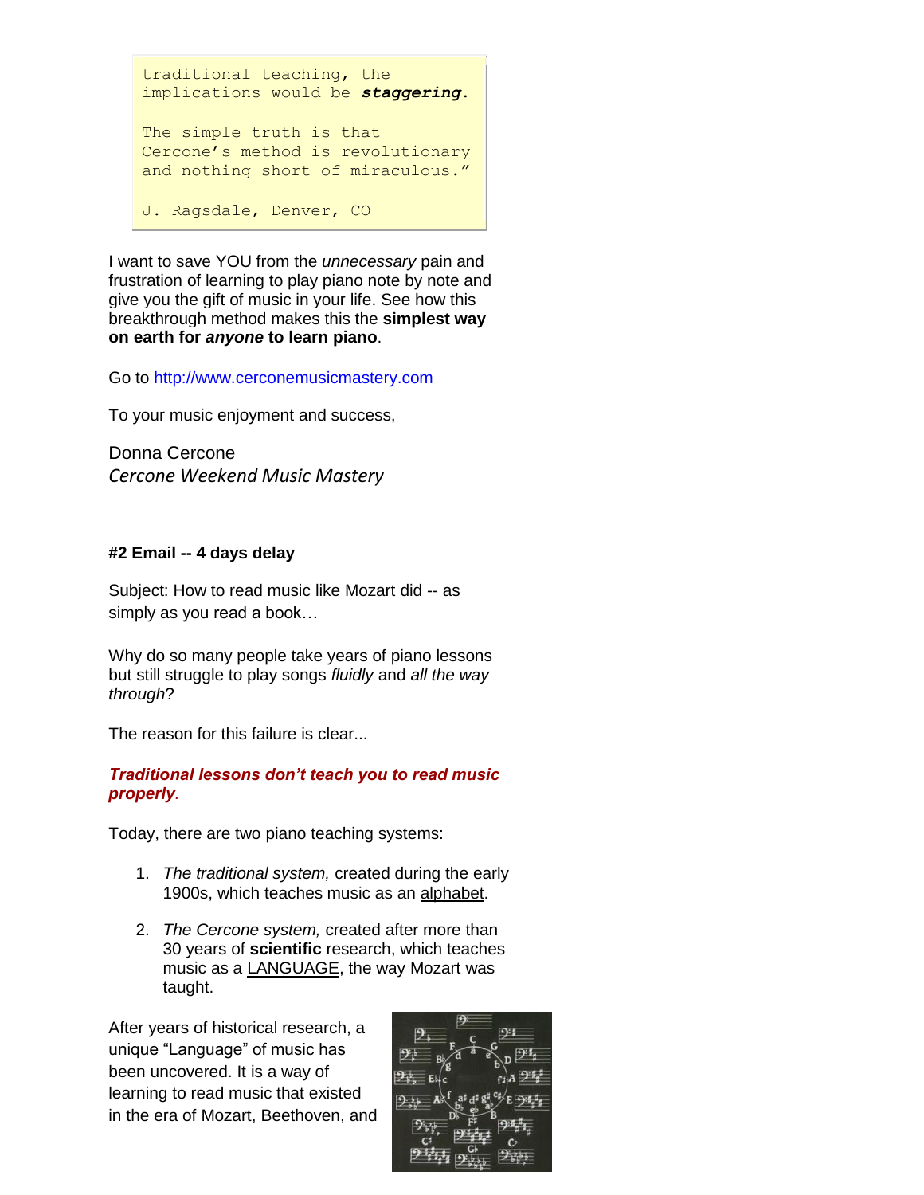> traditional teaching, the implications would be ***staggering***.
>
> The simple truth is that Cercone's method is revolutionary and nothing short of miraculous."
>
> J. Ragsdale, Denver, CO

I want to save YOU from the *unnecessary* pain and frustration of learning to play piano note by note and give you the gift of music in your life. See how this breakthrough method makes this the **simplest way on earth for *anyone* to learn piano**.

Go to http://www.cerconemusicmastery.com

To your music enjoyment and success,

Donna Cercone
*Cercone Weekend Music Mastery*

**#2 Email -- 4 days delay**

Subject: How to read music like Mozart did -- as simply as you read a book…

Why do so many people take years of piano lessons but still struggle to play songs *fluidly* and *all the way through*?

The reason for this failure is clear...

***Traditional lessons don't teach you to read music properly***.

Today, there are two piano teaching systems:

1. *The traditional system,* created during the early 1900s, which teaches music as an alphabet.
2. *The Cercone system,* created after more than 30 years of **scientific** research, which teaches music as a LANGUAGE, the way Mozart was taught.

After years of historical research, a unique "Language" of music has been uncovered. It is a way of learning to read music that existed in the era of Mozart, Beethoven, and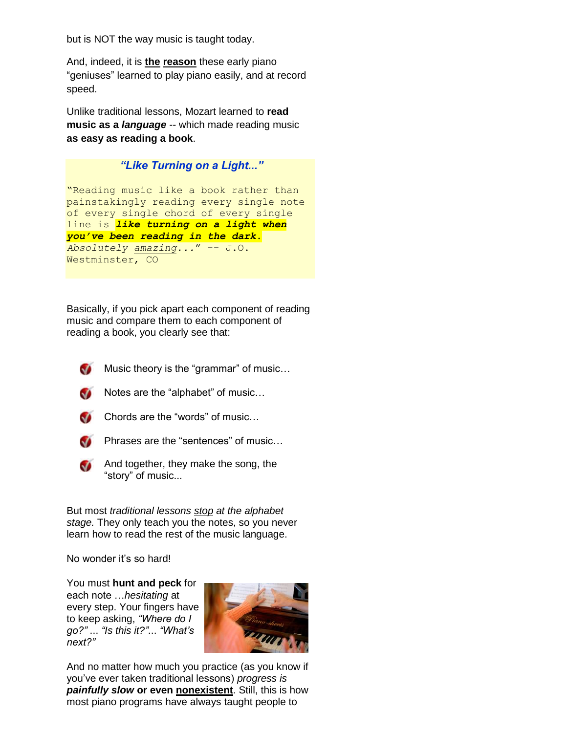but is NOT the way music is taught today.

And, indeed, it is **<u>the</u> <u>reason</u>** these early piano "geniuses" learned to play piano easily, and at record speed.

Unlike traditional lessons, Mozart learned to **read music as a *language*** -- which made reading music **as easy as reading a book**.

> ***"Like Turning on a Light..."***
>
> "Reading music like a book rather than painstakingly reading every single note of every single chord of every single line is ***like turning on a light when you've been reading in the dark.*** *Absolutely <u>amazing</u>...*" -- J.O. Westminster, CO

Basically, if you pick apart each component of reading music and compare them to each component of reading a book, you clearly see that:

- Music theory is the "grammar" of music…
- Notes are the "alphabet" of music…
- Chords are the "words" of music…
- Phrases are the "sentences" of music…
- And together, they make the song, the "story" of music...

But most *traditional lessons <u>stop</u> at the alphabet stage.* They only teach you the notes, so you never learn how to read the rest of the music language.

No wonder it's so hard!

You must **hunt and peck** for each note …*hesitating* at every step. Your fingers have to keep asking, *"Where do I go?"* ... *"Is this it?"*... *"What's next?"*

And no matter how much you practice (as you know if you've ever taken traditional lessons) *progress is* ***painfully slow*** **or even <u>nonexistent</u>**. Still, this is how most piano programs have always taught people to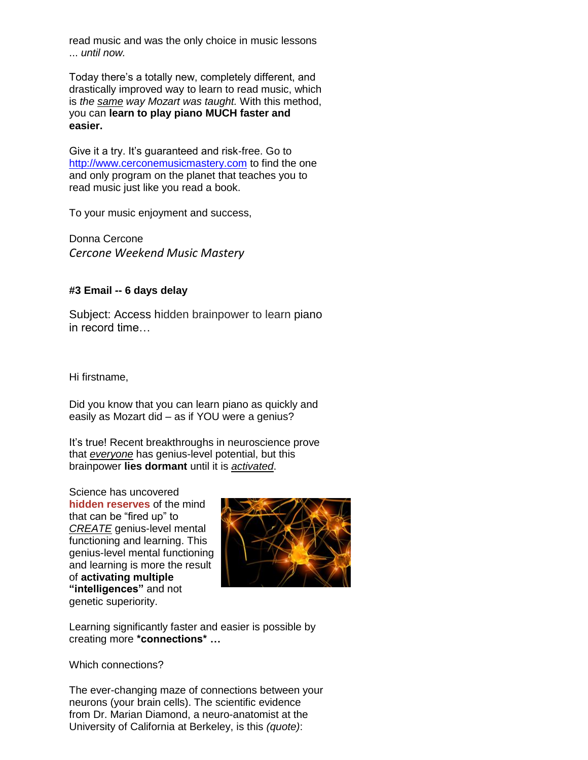read music and was the only choice in music lessons ... *until now.*

Today there's a totally new, completely different, and drastically improved way to learn to read music, which is *the same way Mozart was taught.* With this method, you can **learn to play piano MUCH faster and easier.**

Give it a try. It's guaranteed and risk-free. Go to http://www.cerconemusicmastery.com to find the one and only program on the planet that teaches you to read music just like you read a book.

To your music enjoyment and success,

Donna Cercone
*Cercone Weekend Music Mastery*

**#3 Email -- 6 days delay**

Subject: Access hidden brainpower to learn piano in record time…

Hi firstname,

Did you know that you can learn piano as quickly and easily as Mozart did – as if YOU were a genius?

It's true! Recent breakthroughs in neuroscience prove that *everyone* has genius-level potential, but this brainpower **lies dormant** until it is *activated*.

Science has uncovered **hidden reserves** of the mind that can be "fired up" to *CREATE* genius-level mental functioning and learning. This genius-level mental functioning and learning is more the result of **activating multiple "intelligences"** and not genetic superiority.

Learning significantly faster and easier is possible by creating more **\*connections\* …**

Which connections?

The ever-changing maze of connections between your neurons (your brain cells). The scientific evidence from Dr. Marian Diamond, a neuro-anatomist at the University of California at Berkeley, is this *(quote)*: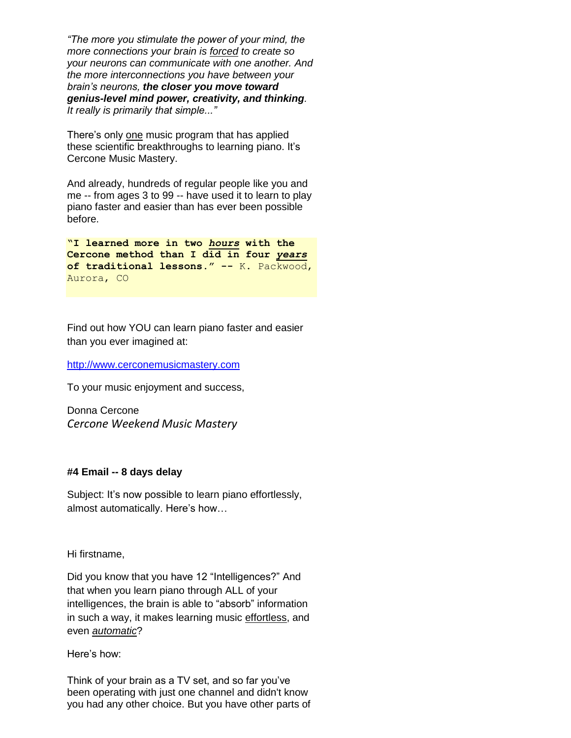*"The more you stimulate the power of your mind, the more connections your brain is forced to create so your neurons can communicate with one another. And the more interconnections you have between your brain's neurons,* ***the closer you move toward genius-level mind power, creativity, and thinking****. It really is primarily that simple..."*

There's only one music program that has applied these scientific breakthroughs to learning piano. It's Cercone Music Mastery.

And already, hundreds of regular people like you and me -- from ages 3 to 99 -- have used it to learn to play piano faster and easier than has ever been possible before.

**"I learned more in two *hours* with the Cercone method than I did in four *years* of traditional lessons." --** K. Packwood, Aurora, CO

Find out how YOU can learn piano faster and easier than you ever imagined at:

http://www.cerconemusicmastery.com

To your music enjoyment and success,

Donna Cercone
*Cercone Weekend Music Mastery*

**#4 Email -- 8 days delay**

Subject: It's now possible to learn piano effortlessly, almost automatically. Here's how…

Hi firstname,

Did you know that you have 12 "Intelligences?" And that when you learn piano through ALL of your intelligences, the brain is able to "absorb" information in such a way, it makes learning music effortless, and even *automatic*?

Here's how:

Think of your brain as a TV set, and so far you've been operating with just one channel and didn't know you had any other choice. But you have other parts of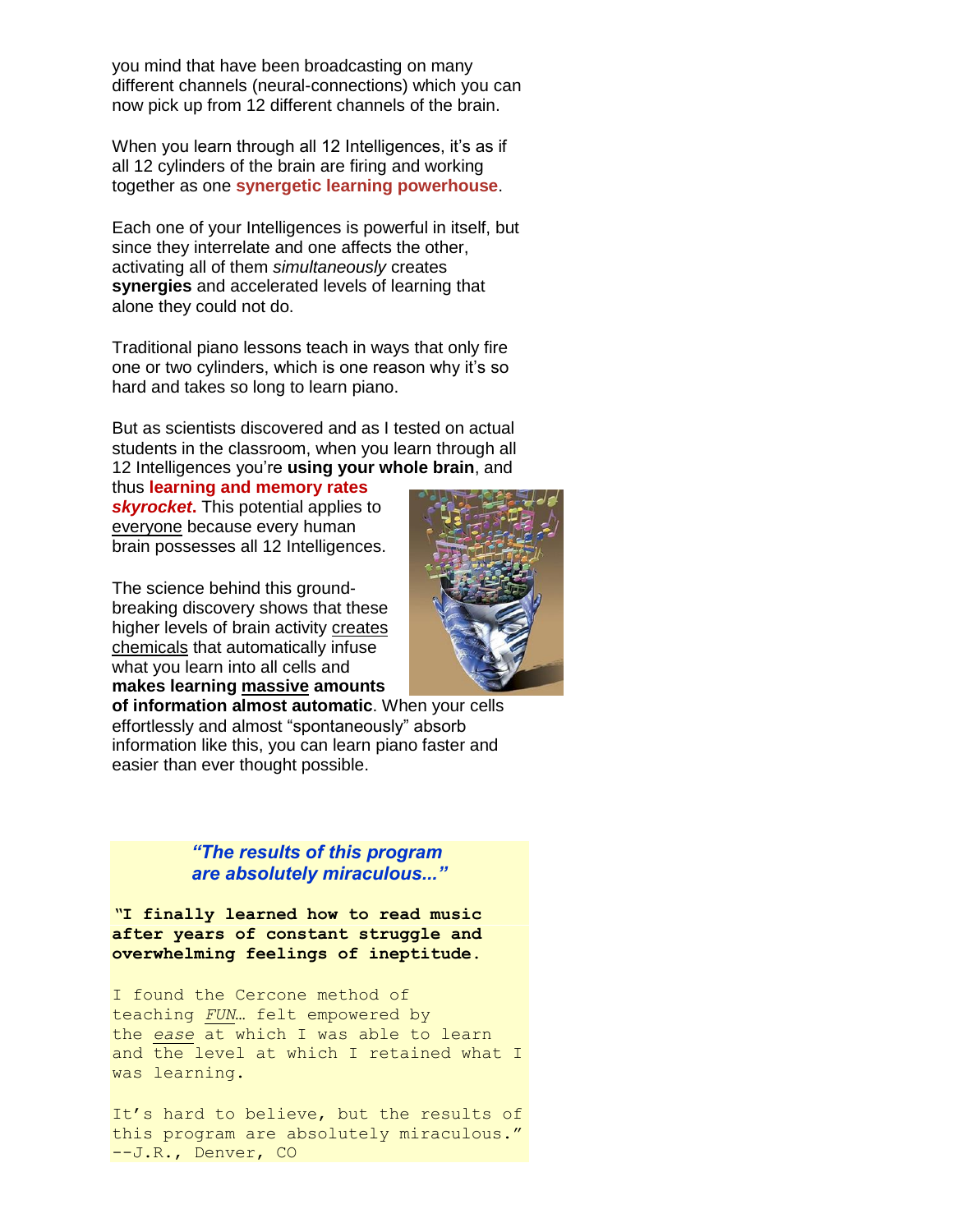you mind that have been broadcasting on many different channels (neural-connections) which you can now pick up from 12 different channels of the brain.

When you learn through all 12 Intelligences, it's as if all 12 cylinders of the brain are firing and working together as one **synergetic learning powerhouse**.

Each one of your Intelligences is powerful in itself, but since they interrelate and one affects the other, activating all of them *simultaneously* creates **synergies** and accelerated levels of learning that alone they could not do.

Traditional piano lessons teach in ways that only fire one or two cylinders, which is one reason why it's so hard and takes so long to learn piano.

But as scientists discovered and as I tested on actual students in the classroom, when you learn through all 12 Intelligences you're **using your whole brain**, and thus **learning and memory rates *skyrocket*.** This potential applies to everyone because every human brain possesses all 12 Intelligences.

The science behind this ground-breaking discovery shows that these higher levels of brain activity creates chemicals that automatically infuse what you learn into all cells and **makes learning massive amounts of information almost automatic**. When your cells effortlessly and almost "spontaneously" absorb information like this, you can learn piano faster and easier than ever thought possible.

***"The results of this program are absolutely miraculous..."***

**"I finally learned how to read music after years of constant struggle and overwhelming feelings of ineptitude.**

I found the Cercone method of teaching *FUN*… felt empowered by the *ease* at which I was able to learn and the level at which I retained what I was learning.

It's hard to believe, but the results of this program are absolutely miraculous."
--J.R., Denver, CO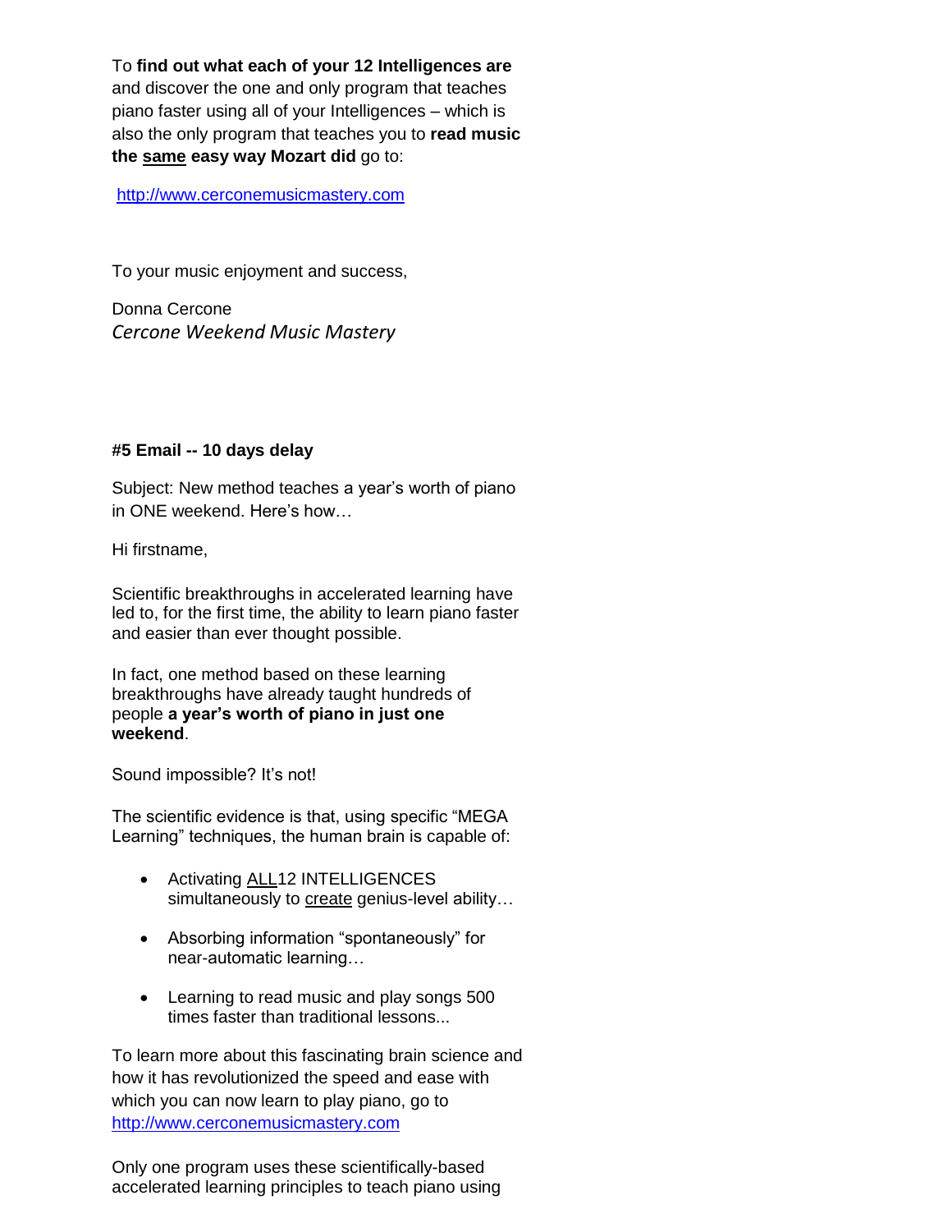To **find out what each of your 12 Intelligences are** and discover the one and only program that teaches piano faster using all of your Intelligences – which is also the only program that teaches you to **read music the <u>same</u> easy way Mozart did** go to:

http://www.cerconemusicmastery.com

To your music enjoyment and success,

Donna Cercone
*Cercone Weekend Music Mastery*

**#5 Email -- 10 days delay**

Subject: New method teaches a year's worth of piano in ONE weekend. Here's how…

Hi firstname,

Scientific breakthroughs in accelerated learning have led to, for the first time, the ability to learn piano faster and easier than ever thought possible.

In fact, one method based on these learning breakthroughs have already taught hundreds of people **a year's worth of piano in just one weekend**.

Sound impossible? It's not!

The scientific evidence is that, using specific "MEGA Learning" techniques, the human brain is capable of:

- Activating <u>ALL</u>12 INTELLIGENCES simultaneously to <u>create</u> genius-level ability…
- Absorbing information "spontaneously" for near-automatic learning…
- Learning to read music and play songs 500 times faster than traditional lessons...

To learn more about this fascinating brain science and how it has revolutionized the speed and ease with which you can now learn to play piano, go to http://www.cerconemusicmastery.com

Only one program uses these scientifically-based accelerated learning principles to teach piano using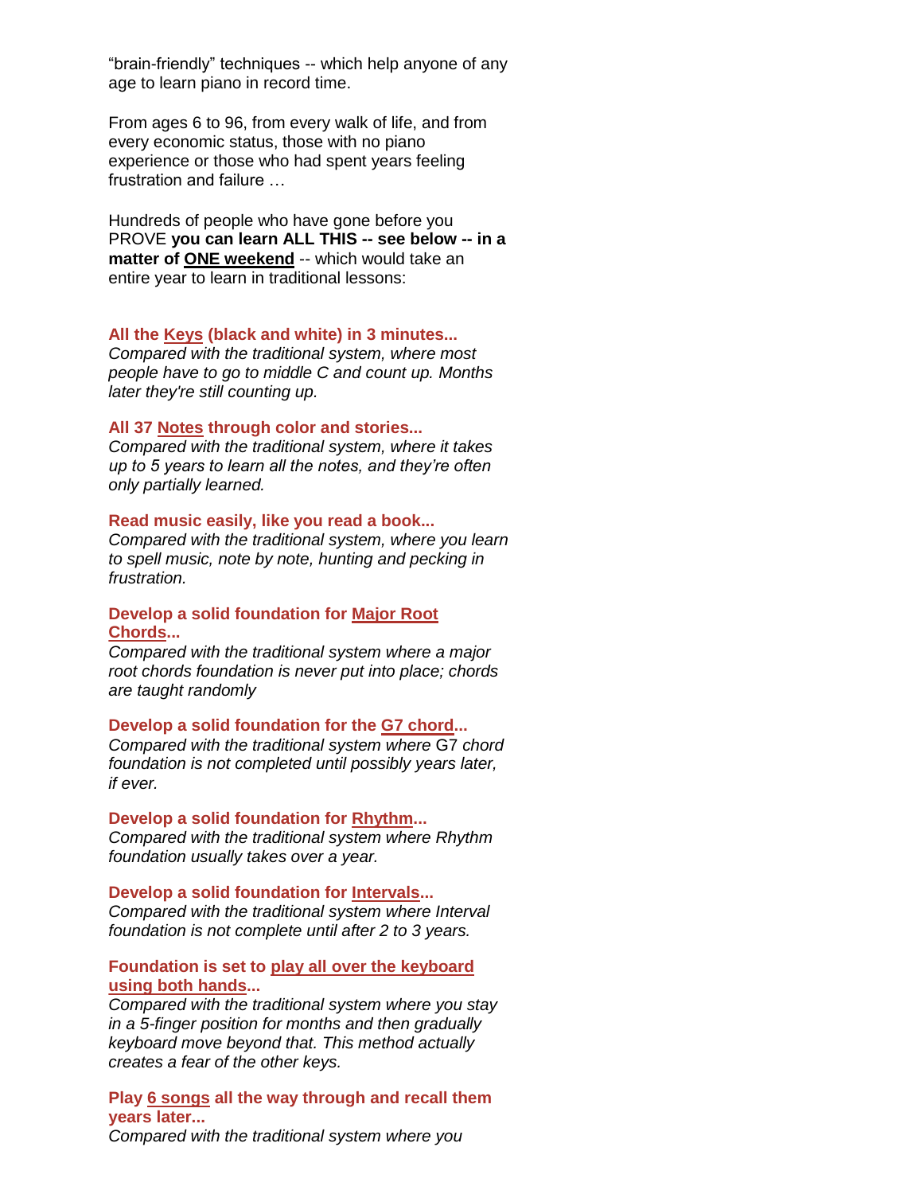“brain-friendly” techniques -- which help anyone of any age to learn piano in record time.

From ages 6 to 96, from every walk of life, and from every economic status, those with no piano experience or those who had spent years feeling frustration and failure …

Hundreds of people who have gone before you PROVE **you can learn ALL THIS -- see below -- in a matter of ONE weekend** -- which would take an entire year to learn in traditional lessons:

**All the Keys (black and white) in 3 minutes...**
*Compared with the traditional system, where most people have to go to middle C and count up. Months later they're still counting up.*

**All 37 Notes through color and stories...**
*Compared with the traditional system, where it takes up to 5 years to learn all the notes, and they’re often only partially learned.*

**Read music easily, like you read a book...**
*Compared with the traditional system, where you learn to spell music, note by note, hunting and pecking in frustration.*

**Develop a solid foundation for Major Root Chords...**
*Compared with the traditional system where a major root chords foundation is never put into place; chords are taught randomly*

**Develop a solid foundation for the G7 chord...**
*Compared with the traditional system where G7 chord foundation is not completed until possibly years later, if ever.*

**Develop a solid foundation for Rhythm...**
*Compared with the traditional system where Rhythm foundation usually takes over a year.*

**Develop a solid foundation for Intervals...**
*Compared with the traditional system where Interval foundation is not complete until after 2 to 3 years.*

**Foundation is set to play all over the keyboard using both hands...**
*Compared with the traditional system where you stay in a 5-finger position for months and then gradually keyboard move beyond that. This method actually creates a fear of the other keys.*

**Play 6 songs all the way through and recall them years later...**
*Compared with the traditional system where you*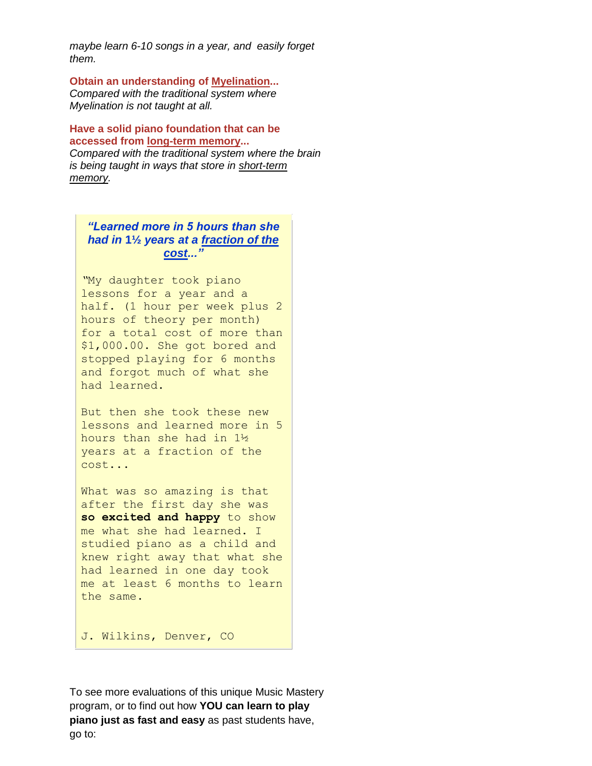*maybe learn 6-10 songs in a year, and easily forget them.*

**Obtain an understanding of Myelination...**
*Compared with the traditional system where Myelination is not taught at all.*

**Have a solid piano foundation that can be accessed from long-term memory...**
*Compared with the traditional system where the brain is being taught in ways that store in short-term memory.*

> ***"Learned more in 5 hours than she had in 1½ years at a fraction of the cost..."***
>
> "My daughter took piano lessons for a year and a half. (1 hour per week plus 2 hours of theory per month) for a total cost of more than $1,000.00. She got bored and stopped playing for 6 months and forgot much of what she had learned.
>
> But then she took these new lessons and learned more in 5 hours than she had in 1½ years at a fraction of the cost...
>
> What was so amazing is that after the first day she was **so excited and happy** to show me what she had learned. I studied piano as a child and knew right away that what she had learned in one day took me at least 6 months to learn the same.
>
> J. Wilkins, Denver, CO

To see more evaluations of this unique Music Mastery program, or to find out how **YOU can learn to play piano just as fast and easy** as past students have, go to: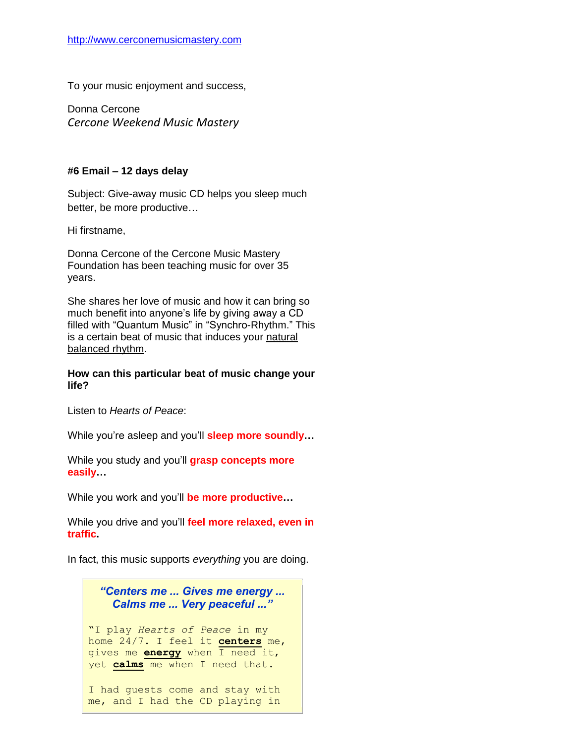http://www.cerconemusicmastery.com

To your music enjoyment and success,

Donna Cercone
*Cercone Weekend Music Mastery*

**#6 Email – 12 days delay**

Subject: Give-away music CD helps you sleep much better, be more productive…

Hi firstname,

Donna Cercone of the Cercone Music Mastery Foundation has been teaching music for over 35 years.

She shares her love of music and how it can bring so much benefit into anyone's life by giving away a CD filled with "Quantum Music" in "Synchro-Rhythm." This is a certain beat of music that induces your natural balanced rhythm.

**How can this particular beat of music change your life?**

Listen to *Hearts of Peace*:

While you're asleep and you'll **sleep more soundly…**

While you study and you'll **grasp concepts more easily…**

While you work and you'll **be more productive…**

While you drive and you'll **feel more relaxed, even in traffic.**

In fact, this music supports *everything* you are doing.

> ***"Centers me ... Gives me energy ... Calms me ... Very peaceful ..."***
>
> "I play *Hearts of Peace* in my home 24/7. I feel it **centers** me, gives me **energy** when I need it, yet **calms** me when I need that.
>
> I had guests come and stay with me, and I had the CD playing in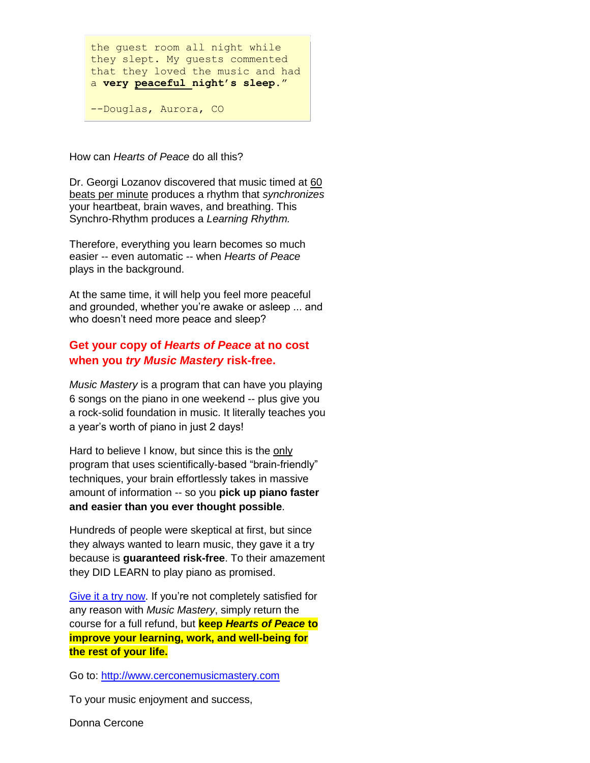> the guest room all night while they slept. My guests commented that they loved the music and had a **very peaceful night's sleep.**"
>
> --Douglas, Aurora, CO

How can *Hearts of Peace* do all this?

Dr. Georgi Lozanov discovered that music timed at 60 beats per minute produces a rhythm that *synchronizes* your heartbeat, brain waves, and breathing. This Synchro-Rhythm produces a *Learning Rhythm.*

Therefore, everything you learn becomes so much easier -- even automatic -- when *Hearts of Peace* plays in the background.

At the same time, it will help you feel more peaceful and grounded, whether you're awake or asleep ... and who doesn't need more peace and sleep?

**Get your copy of *Hearts of Peace* at no cost when you *try Music Mastery* risk-free.**

*Music Mastery* is a program that can have you playing 6 songs on the piano in one weekend -- plus give you a rock-solid foundation in music. It literally teaches you a year's worth of piano in just 2 days!

Hard to believe I know, but since this is the only program that uses scientifically-based "brain-friendly" techniques, your brain effortlessly takes in massive amount of information -- so you **pick up piano faster and easier than you ever thought possible**.

Hundreds of people were skeptical at first, but since they always wanted to learn music, they gave it a try because is **guaranteed risk-free**. To their amazement they DID LEARN to play piano as promised.

Give it a try now. If you're not completely satisfied for any reason with *Music Mastery*, simply return the course for a full refund, but **keep *Hearts of Peace* to improve your learning, work, and well-being for the rest of your life.**

Go to: http://www.cerconemusicmastery.com

To your music enjoyment and success,

Donna Cercone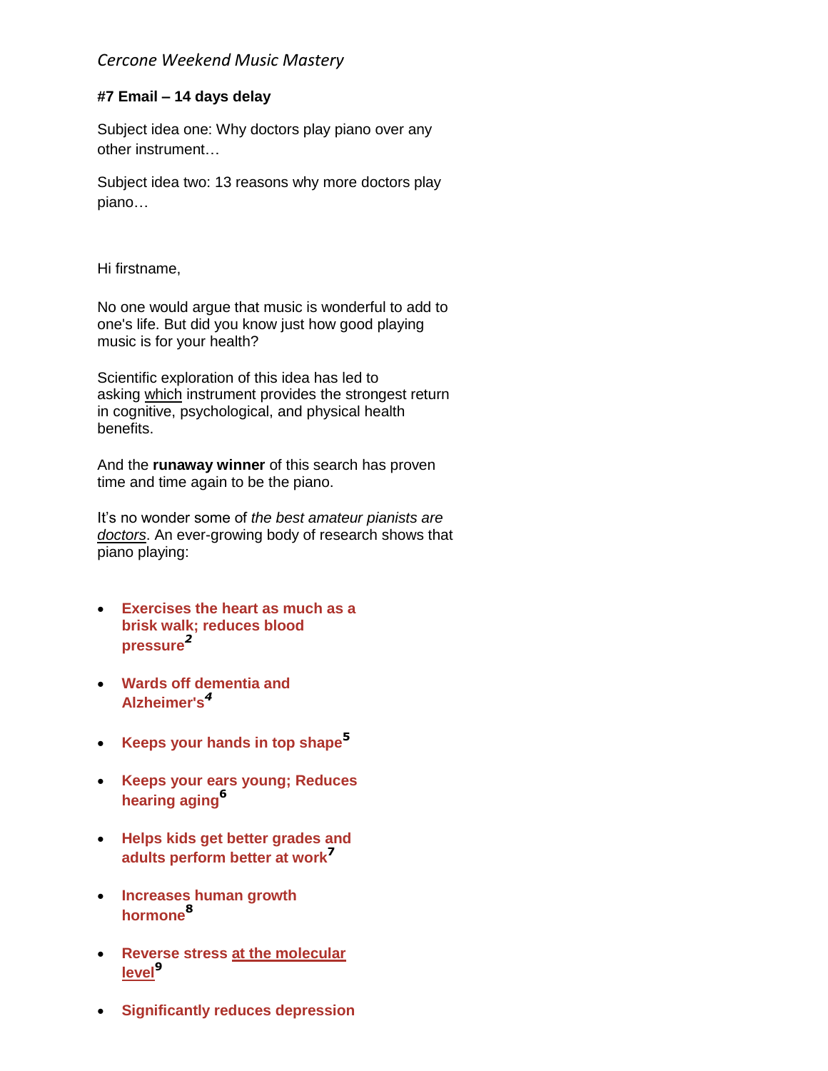*Cercone Weekend Music Mastery*

**#7 Email – 14 days delay**

Subject idea one: Why doctors play piano over any other instrument…

Subject idea two: 13 reasons why more doctors play piano…

Hi firstname,

No one would argue that music is wonderful to add to one's life. But did you know just how good playing music is for your health?

Scientific exploration of this idea has led to asking which instrument provides the strongest return in cognitive, psychological, and physical health benefits.

And the **runaway winner** of this search has proven time and time again to be the piano.

It's no wonder some of *the best amateur pianists are doctors*. An ever-growing body of research shows that piano playing:

- **Exercises the heart as much as a brisk walk; reduces blood pressure**[2]
- **Wards off dementia and Alzheimer's**[4]
- **Keeps your hands in top shape**[5]
- **Keeps your ears young; Reduces hearing aging**[6]
- **Helps kids get better grades and adults perform better at work**[7]
- **Increases human growth hormone**[8]
- **Reverse stress at the molecular level**[9]
- **Significantly reduces depression**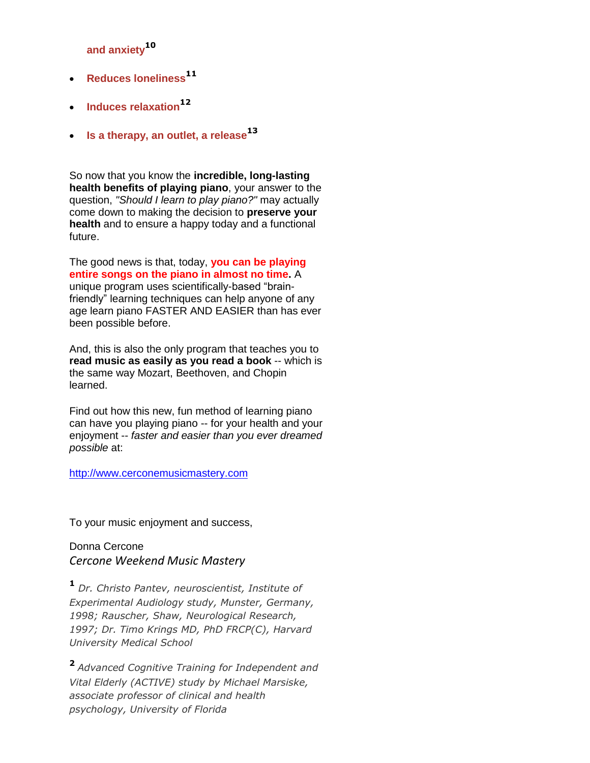**and anxiety**[10]

- **Reduces loneliness**[11]
- **Induces relaxation**[12]
- **Is a therapy, an outlet, a release**[13]

So now that you know the **incredible, long-lasting health benefits of playing piano**, your answer to the question, *"Should I learn to play piano?"* may actually come down to making the decision to **preserve your health** and to ensure a happy today and a functional future.

The good news is that, today, **you can be playing entire songs on the piano in almost no time.** A unique program uses scientifically-based "brain-friendly" learning techniques can help anyone of any age learn piano FASTER AND EASIER than has ever been possible before.

And, this is also the only program that teaches you to **read music as easily as you read a book** -- which is the same way Mozart, Beethoven, and Chopin learned.

Find out how this new, fun method of learning piano can have you playing piano -- for your health and your enjoyment -- *faster and easier than you ever dreamed possible* at:

http://www.cerconemusicmastery.com

To your music enjoyment and success,

Donna Cercone
*Cercone Weekend Music Mastery*

[1] *Dr. Christo Pantev, neuroscientist, Institute of Experimental Audiology study, Munster, Germany, 1998; Rauscher, Shaw, Neurological Research, 1997; Dr. Timo Krings MD, PhD FRCP(C), Harvard University Medical School*

[2] *Advanced Cognitive Training for Independent and Vital Elderly (ACTIVE) study by Michael Marsiske, associate professor of clinical and health psychology, University of Florida*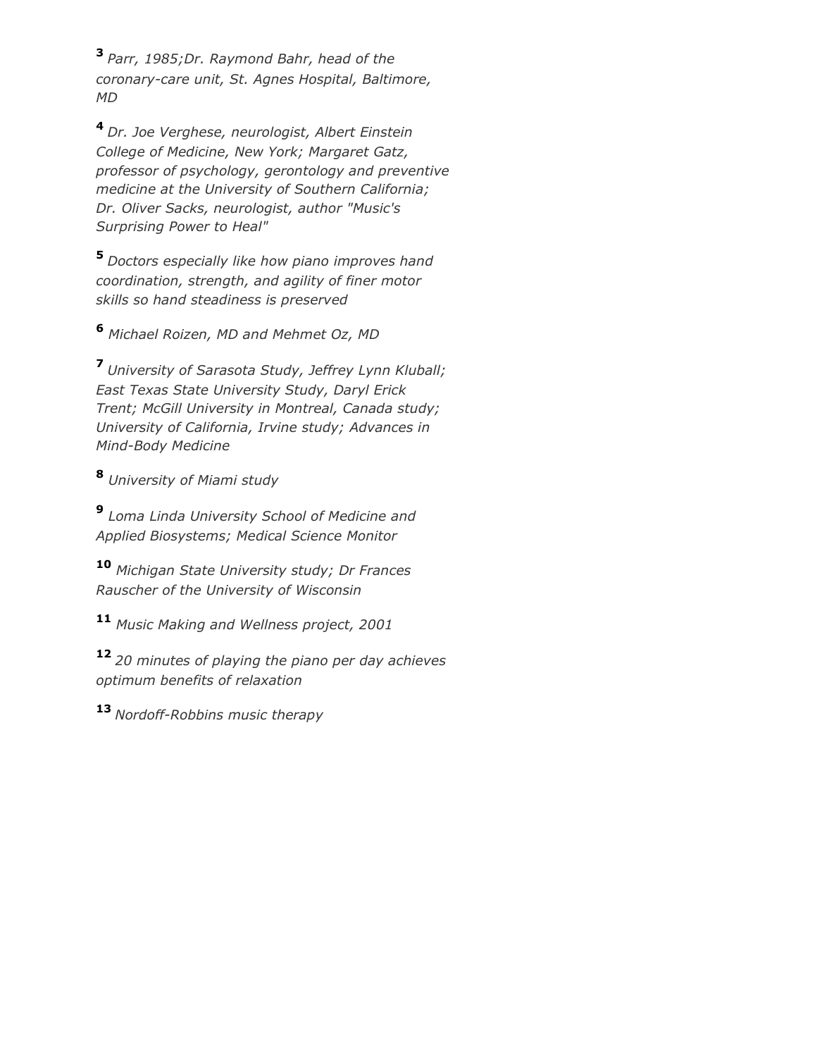[3] *Parr, 1985;Dr. Raymond Bahr, head of the coronary-care unit, St. Agnes Hospital, Baltimore, MD*

[4] *Dr. Joe Verghese, neurologist, Albert Einstein College of Medicine, New York; Margaret Gatz, professor of psychology, gerontology and preventive medicine at the University of Southern California; Dr. Oliver Sacks, neurologist, author "Music's Surprising Power to Heal"*

[5] *Doctors especially like how piano improves hand coordination, strength, and agility of finer motor skills so hand steadiness is preserved*

[6] *Michael Roizen, MD and Mehmet Oz, MD*

[7] *University of Sarasota Study, Jeffrey Lynn Kluball; East Texas State University Study, Daryl Erick Trent; McGill University in Montreal, Canada study; University of California, Irvine study; Advances in Mind-Body Medicine*

[8] *University of Miami study*

[9] *Loma Linda University School of Medicine and Applied Biosystems; Medical Science Monitor*

[10] *Michigan State University study; Dr Frances Rauscher of the University of Wisconsin*

[11] *Music Making and Wellness project, 2001*

[12] *20 minutes of playing the piano per day achieves optimum benefits of relaxation*

[13] *Nordoff-Robbins music therapy*